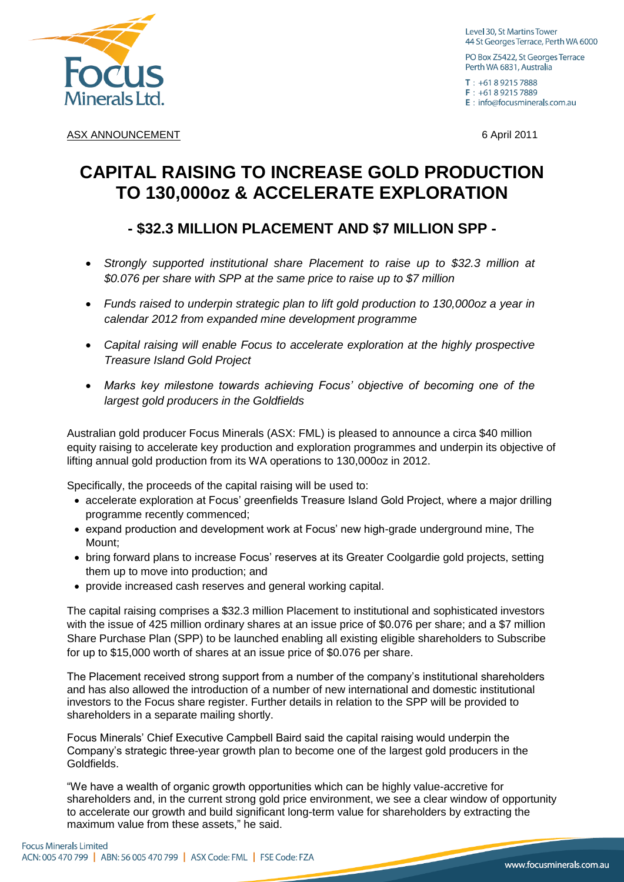Level 30, St Martins Tower
44 St Georges Terrace, Perth WA 6000

PO Box Z5422, St Georges Terrace
Perth WA 6831, Australia

T : +61 8 9215 7888
F : +61 8 9215 7889
E : info@focusminerals.com.au

ASX ANNOUNCEMENT

6 April 2011

# CAPITAL RAISING TO INCREASE GOLD PRODUCTION TO 130,000oz & ACCELERATE EXPLORATION

## - $32.3 MILLION PLACEMENT AND $7 MILLION SPP -

- *Strongly supported institutional share Placement to raise up to $32.3 million at $0.076 per share with SPP at the same price to raise up to $7 million*
- *Funds raised to underpin strategic plan to lift gold production to 130,000oz a year in calendar 2012 from expanded mine development programme*
- *Capital raising will enable Focus to accelerate exploration at the highly prospective Treasure Island Gold Project*
- *Marks key milestone towards achieving Focus' objective of becoming one of the largest gold producers in the Goldfields*

Australian gold producer Focus Minerals (ASX: FML) is pleased to announce a circa $40 million equity raising to accelerate key production and exploration programmes and underpin its objective of lifting annual gold production from its WA operations to 130,000oz in 2012.

Specifically, the proceeds of the capital raising will be used to:

- accelerate exploration at Focus' greenfields Treasure Island Gold Project, where a major drilling programme recently commenced;
- expand production and development work at Focus' new high-grade underground mine, The Mount;
- bring forward plans to increase Focus' reserves at its Greater Coolgardie gold projects, setting them up to move into production; and
- provide increased cash reserves and general working capital.

The capital raising comprises a $32.3 million Placement to institutional and sophisticated investors with the issue of 425 million ordinary shares at an issue price of $0.076 per share; and a $7 million Share Purchase Plan (SPP) to be launched enabling all existing eligible shareholders to Subscribe for up to $15,000 worth of shares at an issue price of $0.076 per share.

The Placement received strong support from a number of the company's institutional shareholders and has also allowed the introduction of a number of new international and domestic institutional investors to the Focus share register. Further details in relation to the SPP will be provided to shareholders in a separate mailing shortly.

Focus Minerals' Chief Executive Campbell Baird said the capital raising would underpin the Company's strategic three-year growth plan to become one of the largest gold producers in the Goldfields.

"We have a wealth of organic growth opportunities which can be highly value-accretive for shareholders and, in the current strong gold price environment, we see a clear window of opportunity to accelerate our growth and build significant long-term value for shareholders by extracting the maximum value from these assets," he said.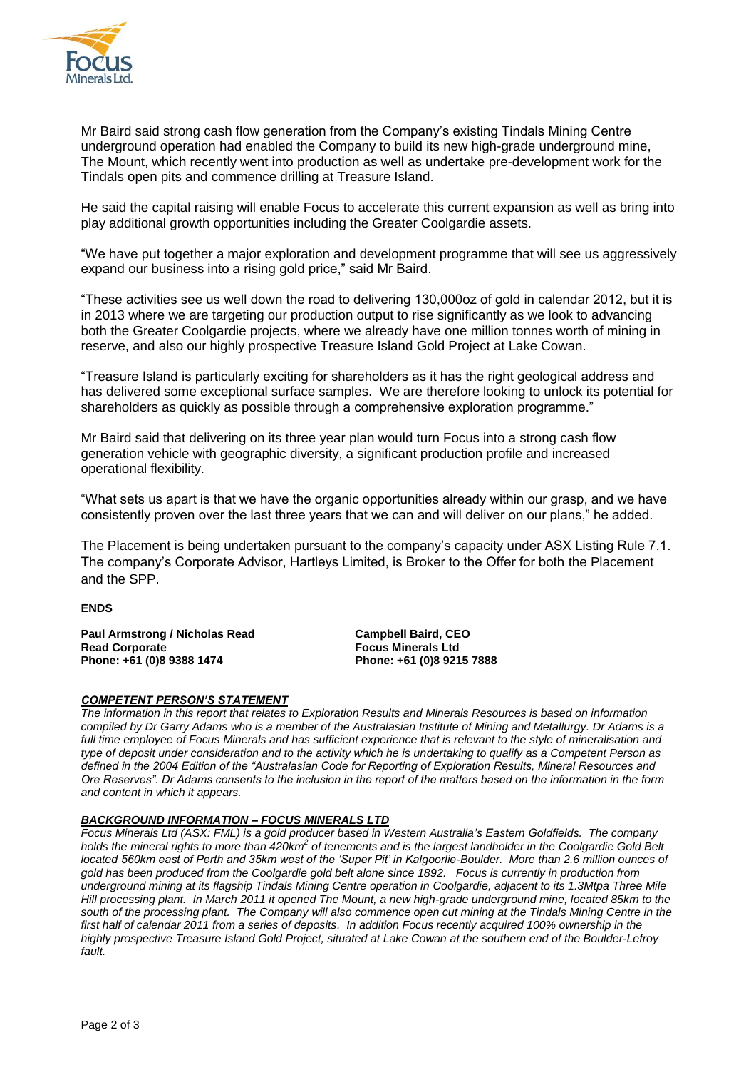Mr Baird said strong cash flow generation from the Company's existing Tindals Mining Centre underground operation had enabled the Company to build its new high-grade underground mine, The Mount, which recently went into production as well as undertake pre-development work for the Tindals open pits and commence drilling at Treasure Island.

He said the capital raising will enable Focus to accelerate this current expansion as well as bring into play additional growth opportunities including the Greater Coolgardie assets.

"We have put together a major exploration and development programme that will see us aggressively expand our business into a rising gold price," said Mr Baird.

"These activities see us well down the road to delivering 130,000oz of gold in calendar 2012, but it is in 2013 where we are targeting our production output to rise significantly as we look to advancing both the Greater Coolgardie projects, where we already have one million tonnes worth of mining in reserve, and also our highly prospective Treasure Island Gold Project at Lake Cowan.

"Treasure Island is particularly exciting for shareholders as it has the right geological address and has delivered some exceptional surface samples. We are therefore looking to unlock its potential for shareholders as quickly as possible through a comprehensive exploration programme."

Mr Baird said that delivering on its three year plan would turn Focus into a strong cash flow generation vehicle with geographic diversity, a significant production profile and increased operational flexibility.

"What sets us apart is that we have the organic opportunities already within our grasp, and we have consistently proven over the last three years that we can and will deliver on our plans," he added.

The Placement is being undertaken pursuant to the company's capacity under ASX Listing Rule 7.1. The company's Corporate Advisor, Hartleys Limited, is Broker to the Offer for both the Placement and the SPP.

**ENDS**

**Paul Armstrong / Nicholas Read**
**Read Corporate**
**Phone: +61 (0)8 9388 1474**

**Campbell Baird, CEO**
**Focus Minerals Ltd**
**Phone: +61 (0)8 9215 7888**

***COMPETENT PERSON'S STATEMENT***

*The information in this report that relates to Exploration Results and Minerals Resources is based on information compiled by Dr Garry Adams who is a member of the Australasian Institute of Mining and Metallurgy. Dr Adams is a full time employee of Focus Minerals and has sufficient experience that is relevant to the style of mineralisation and type of deposit under consideration and to the activity which he is undertaking to qualify as a Competent Person as defined in the 2004 Edition of the "Australasian Code for Reporting of Exploration Results, Mineral Resources and Ore Reserves". Dr Adams consents to the inclusion in the report of the matters based on the information in the form and content in which it appears.*

***BACKGROUND INFORMATION – FOCUS MINERALS LTD***

*Focus Minerals Ltd (ASX: FML) is a gold producer based in Western Australia's Eastern Goldfields. The company holds the mineral rights to more than 420km$^2$ of tenements and is the largest landholder in the Coolgardie Gold Belt located 560km east of Perth and 35km west of the 'Super Pit' in Kalgoorlie-Boulder. More than 2.6 million ounces of gold has been produced from the Coolgardie gold belt alone since 1892. Focus is currently in production from underground mining at its flagship Tindals Mining Centre operation in Coolgardie, adjacent to its 1.3Mtpa Three Mile Hill processing plant. In March 2011 it opened The Mount, a new high-grade underground mine, located 85km to the south of the processing plant. The Company will also commence open cut mining at the Tindals Mining Centre in the first half of calendar 2011 from a series of deposits. In addition Focus recently acquired 100% ownership in the highly prospective Treasure Island Gold Project, situated at Lake Cowan at the southern end of the Boulder-Lefroy fault.*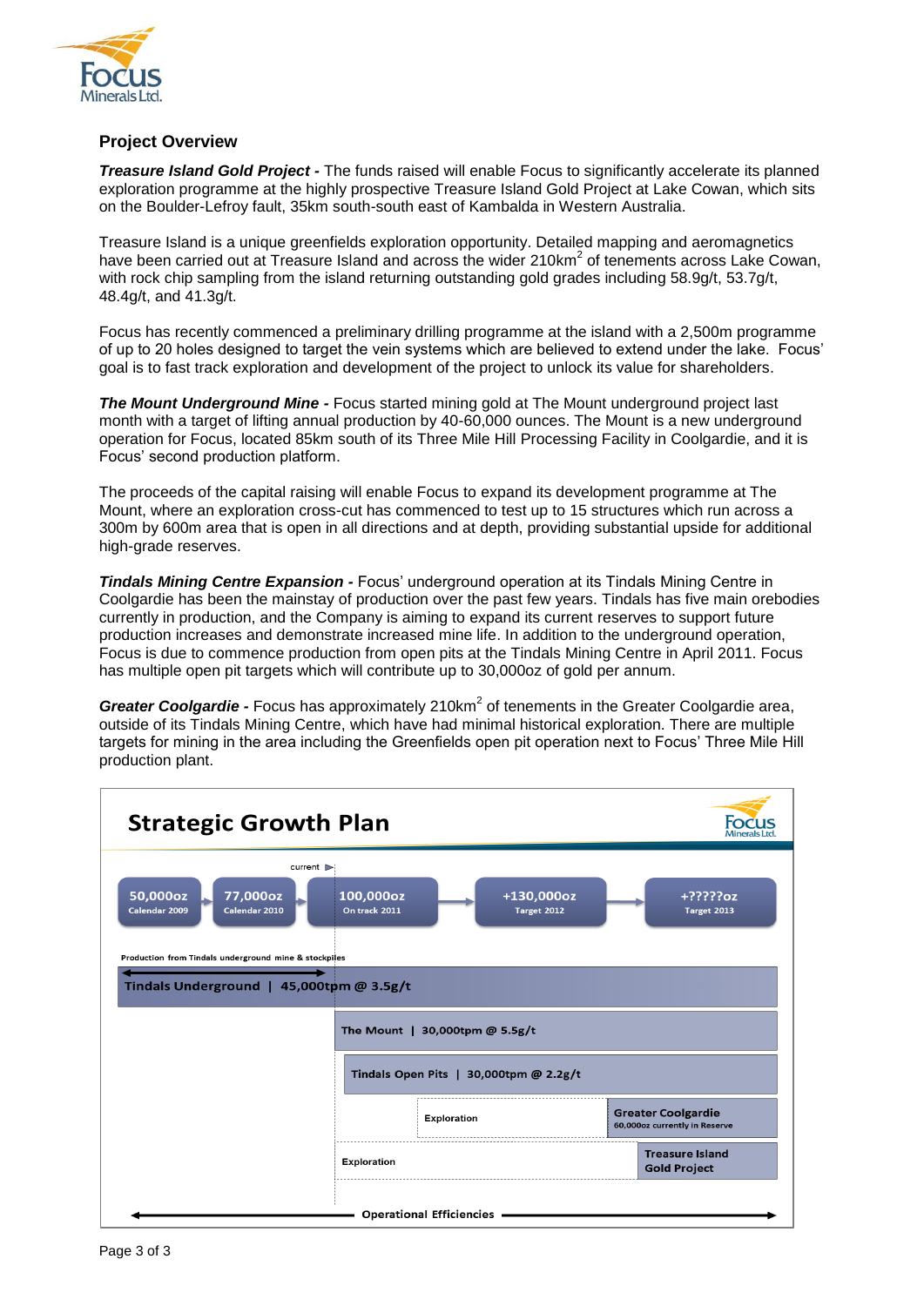## Project Overview

***Treasure Island Gold Project -*** The funds raised will enable Focus to significantly accelerate its planned exploration programme at the highly prospective Treasure Island Gold Project at Lake Cowan, which sits on the Boulder-Lefroy fault, 35km south-south east of Kambalda in Western Australia.

Treasure Island is a unique greenfields exploration opportunity. Detailed mapping and aeromagnetics have been carried out at Treasure Island and across the wider 210km$^2$ of tenements across Lake Cowan, with rock chip sampling from the island returning outstanding gold grades including 58.9g/t, 53.7g/t, 48.4g/t, and 41.3g/t.

Focus has recently commenced a preliminary drilling programme at the island with a 2,500m programme of up to 20 holes designed to target the vein systems which are believed to extend under the lake. Focus' goal is to fast track exploration and development of the project to unlock its value for shareholders.

***The Mount Underground Mine -*** Focus started mining gold at The Mount underground project last month with a target of lifting annual production by 40-60,000 ounces. The Mount is a new underground operation for Focus, located 85km south of its Three Mile Hill Processing Facility in Coolgardie, and it is Focus' second production platform.

The proceeds of the capital raising will enable Focus to expand its development programme at The Mount, where an exploration cross-cut has commenced to test up to 15 structures which run across a 300m by 600m area that is open in all directions and at depth, providing substantial upside for additional high-grade reserves.

***Tindals Mining Centre Expansion -*** Focus' underground operation at its Tindals Mining Centre in Coolgardie has been the mainstay of production over the past few years. Tindals has five main orebodies currently in production, and the Company is aiming to expand its current reserves to support future production increases and demonstrate increased mine life. In addition to the underground operation, Focus is due to commence production from open pits at the Tindals Mining Centre in April 2011. Focus has multiple open pit targets which will contribute up to 30,000oz of gold per annum.

***Greater Coolgardie -*** Focus has approximately 210km$^2$ of tenements in the Greater Coolgardie area, outside of its Tindals Mining Centre, which have had minimal historical exploration. There are multiple targets for mining in the area including the Greenfields open pit operation next to Focus' Three Mile Hill production plant.

**Strategic Growth Plan**

current

50,000oz Calendar 2009

77,000oz Calendar 2010

100,000oz On track 2011

+130,000oz Target 2012

+?????oz Target 2013

Production from Tindals underground mine & stockpiles

Tindals Underground | 45,000tpm @ 3.5g/t

The Mount | 30,000tpm @ 5.5g/t

Tindals Open Pits | 30,000tpm @ 2.2g/t

Exploration

Greater Coolgardie 60,000oz currently in Reserve

Exploration

Treasure Island Gold Project

Operational Efficiencies